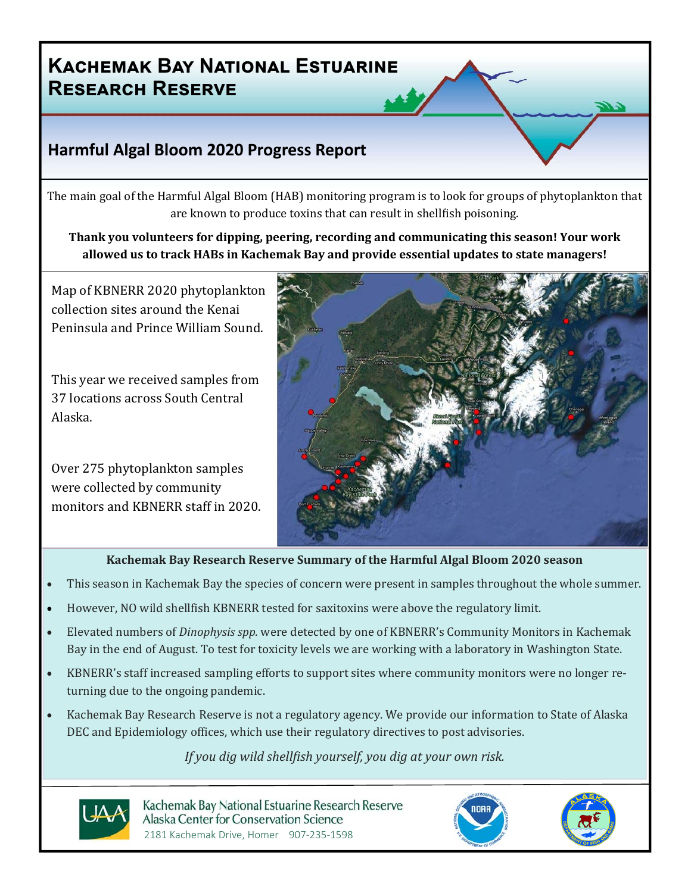# Kachemak Bay National Estuarine Research Reserve

## Harmful Algal Bloom 2020 Progress Report

The main goal of the Harmful Algal Bloom (HAB) monitoring program is to look for groups of phytoplankton that are known to produce toxins that can result in shellfish poisoning.

**Thank you volunteers for dipping, peering, recording and communicating this season! Your work allowed us to track HABs in Kachemak Bay and provide essential updates to state managers!**

Map of KBNERR 2020 phytoplankton collection sites around the Kenai Peninsula and Prince William Sound.

This year we received samples from 37 locations across South Central Alaska.

Over 275 phytoplankton samples were collected by community monitors and KBNERR staff in 2020.

**Kachemak Bay Research Reserve Summary of the Harmful Algal Bloom 2020 season**

- This season in Kachemak Bay the species of concern were present in samples throughout the whole summer.
- However, NO wild shellfish KBNERR tested for saxitoxins were above the regulatory limit.
- Elevated numbers of *Dinophysis spp.* were detected by one of KBNERR's Community Monitors in Kachemak Bay in the end of August. To test for toxicity levels we are working with a laboratory in Washington State.
- KBNERR's staff increased sampling efforts to support sites where community monitors were no longer returning due to the ongoing pandemic.
- Kachemak Bay Research Reserve is not a regulatory agency. We provide our information to State of Alaska DEC and Epidemiology offices, which use their regulatory directives to post advisories.

*If you dig wild shellfish yourself, you dig at your own risk.*

Kachemak Bay National Estuarine Research Reserve
Alaska Center for Conservation Science
2181 Kachemak Drive, Homer 907-235-1598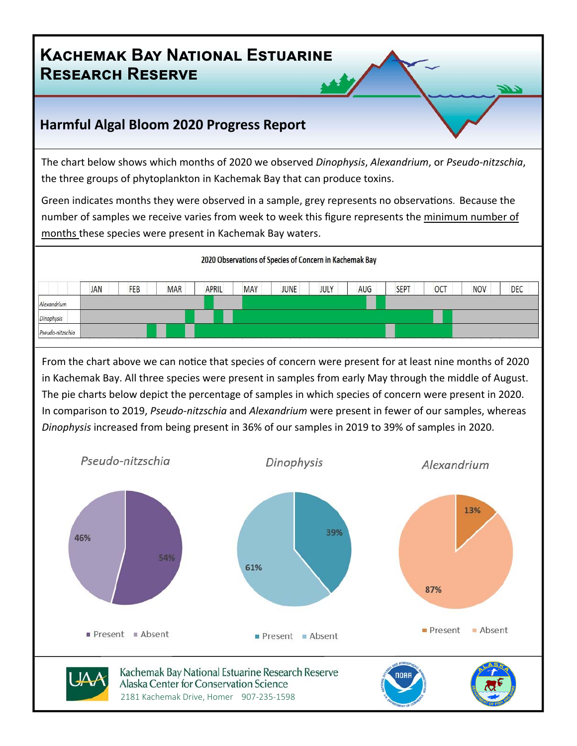# Kachemak Bay National Estuarine Research Reserve

## Harmful Algal Bloom 2020 Progress Report

The chart below shows which months of 2020 we observed *Dinophysis*, *Alexandrium*, or *Pseudo-nitzschia*, the three groups of phytoplankton in Kachemak Bay that can produce toxins.

Green indicates months they were observed in a sample, grey represents no observations. Because the number of samples we receive varies from week to week this figure represents the minimum number of months these species were present in Kachemak Bay waters.

2020 Observations of Species of Concern in Kachemak Bay

From the chart above we can notice that species of concern were present for at least nine months of 2020 in Kachemak Bay. All three species were present in samples from early May through the middle of August. The pie charts below depict the percentage of samples in which species of concern were present in 2020. In comparison to 2019, *Pseudo-nitzschia* and *Alexandrium* were present in fewer of our samples, whereas *Dinophysis* increased from being present in 36% of our samples in 2019 to 39% of samples in 2020.

| | Present | Absent |
|---|---|---|
| *Pseudo-nitzschia* | 54% | 46% |
| *Dinophysis* | 39% | 61% |
| *Alexandrium* | 13% | 87% |

Kachemak Bay National Estuarine Research Reserve
Alaska Center for Conservation Science
2181 Kachemak Drive, Homer 907-235-1598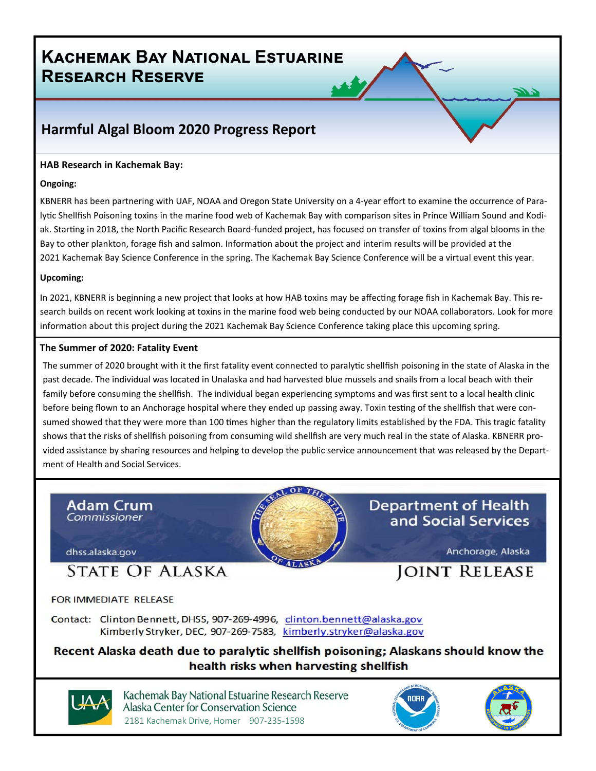# Kachemak Bay National Estuarine Research Reserve

## Harmful Algal Bloom 2020 Progress Report

**HAB Research in Kachemak Bay:**

**Ongoing:**

KBNERR has been partnering with UAF, NOAA and Oregon State University on a 4-year effort to examine the occurrence of Paralytic Shellfish Poisoning toxins in the marine food web of Kachemak Bay with comparison sites in Prince William Sound and Kodiak. Starting in 2018, the North Pacific Research Board-funded project, has focused on transfer of toxins from algal blooms in the Bay to other plankton, forage fish and salmon. Information about the project and interim results will be provided at the 2021 Kachemak Bay Science Conference in the spring. The Kachemak Bay Science Conference will be a virtual event this year.

**Upcoming:**

In 2021, KBNERR is beginning a new project that looks at how HAB toxins may be affecting forage fish in Kachemak Bay. This research builds on recent work looking at toxins in the marine food web being conducted by our NOAA collaborators. Look for more information about this project during the 2021 Kachemak Bay Science Conference taking place this upcoming spring.

**The Summer of 2020: Fatality Event**

The summer of 2020 brought with it the first fatality event connected to paralytic shellfish poisoning in the state of Alaska in the past decade. The individual was located in Unalaska and had harvested blue mussels and snails from a local beach with their family before consuming the shellfish. The individual began experiencing symptoms and was first sent to a local health clinic before being flown to an Anchorage hospital where they ended up passing away. Toxin testing of the shellfish that were consumed showed that they were more than 100 times higher than the regulatory limits established by the FDA. This tragic fatality shows that the risks of shellfish poisoning from consuming wild shellfish are very much real in the state of Alaska. KBNERR provided assistance by sharing resources and helping to develop the public service announcement that was released by the Department of Health and Social Services.

Adam Crum
Commissioner

dhss.alaska.gov

Department of Health and Social Services

Anchorage, Alaska

STATE OF ALASKA — JOINT RELEASE

FOR IMMEDIATE RELEASE

Contact: Clinton Bennett, DHSS, 907-269-4996, clinton.bennett@alaska.gov
Kimberly Stryker, DEC, 907-269-7583, kimberly.stryker@alaska.gov

**Recent Alaska death due to paralytic shellfish poisoning; Alaskans should know the health risks when harvesting shellfish**

Kachemak Bay National Estuarine Research Reserve
Alaska Center for Conservation Science
2181 Kachemak Drive, Homer 907-235-1598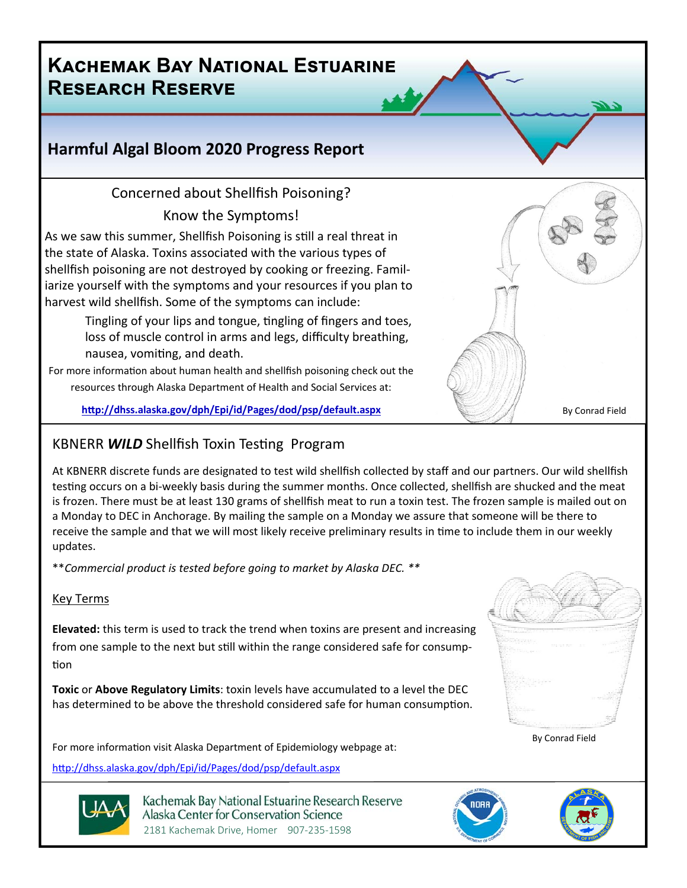# Kachemak Bay National Estuarine Research Reserve

## Harmful Algal Bloom 2020 Progress Report

### Concerned about Shellfish Poisoning?

### Know the Symptoms!

As we saw this summer, Shellfish Poisoning is still a real threat in the state of Alaska. Toxins associated with the various types of shellfish poisoning are not destroyed by cooking or freezing. Familiarize yourself with the symptoms and your resources if you plan to harvest wild shellfish. Some of the symptoms can include:

> Tingling of your lips and tongue, tingling of fingers and toes, loss of muscle control in arms and legs, difficulty breathing, nausea, vomiting, and death.

For more information about human health and shellfish poisoning check out the resources through Alaska Department of Health and Social Services at:

**http://dhss.alaska.gov/dph/Epi/id/Pages/dod/psp/default.aspx**

By Conrad Field

## KBNERR *WILD* Shellfish Toxin Testing Program

At KBNERR discrete funds are designated to test wild shellfish collected by staff and our partners. Our wild shellfish testing occurs on a bi-weekly basis during the summer months. Once collected, shellfish are shucked and the meat is frozen. There must be at least 130 grams of shellfish meat to run a toxin test. The frozen sample is mailed out on a Monday to DEC in Anchorage. By mailing the sample on a Monday we assure that someone will be there to receive the sample and that we will most likely receive preliminary results in time to include them in our weekly updates.

***Commercial product is tested before going to market by Alaska DEC.* **

### Key Terms

**Elevated:** this term is used to track the trend when toxins are present and increasing from one sample to the next but still within the range considered safe for consumption

**Toxic** or **Above Regulatory Limits**: toxin levels have accumulated to a level the DEC has determined to be above the threshold considered safe for human consumption.

By Conrad Field

For more information visit Alaska Department of Epidemiology webpage at:

http://dhss.alaska.gov/dph/Epi/id/Pages/dod/psp/default.aspx

Kachemak Bay National Estuarine Research Reserve
Alaska Center for Conservation Science
2181 Kachemak Drive, Homer 907-235-1598